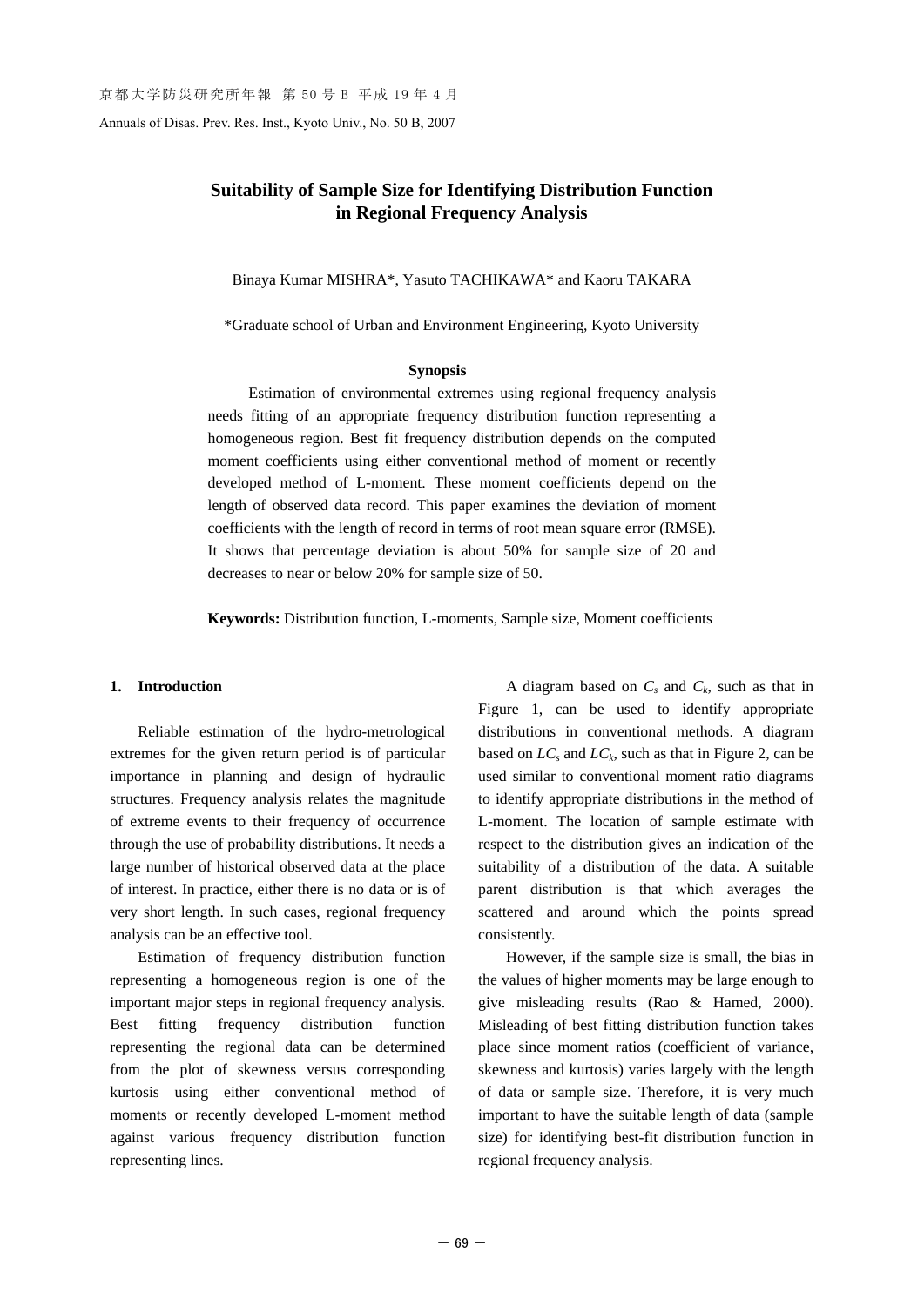# Suitability of Sample Size for Identifying Distribution Function in Regional Frequency Analysis

Binaya Kumar MISHRA*, Yasuto TACHIKAWA* and Kaoru TAKARA

*Graduate school of Urban and Environment Engineering, Kyoto University

### Synopsis

Estimation of environmental extremes using regional frequency analysis needs fitting of an appropriate frequency distribution function representing a homogeneous region. Best fit frequency distribution depends on the computed moment coefficients using either conventional method of moment or recently developed method of L-moment. These moment coefficients depend on the length of observed data record. This paper examines the deviation of moment coefficients with the length of record in terms of root mean square error (RMSE). It shows that percentage deviation is about 50% for sample size of 20 and decreases to near or below 20% for sample size of 50.

**Keywords:** Distribution function, L-moments, Sample size, Moment coefficients

## 1. Introduction

Reliable estimation of the hydro-metrological extremes for the given return period is of particular importance in planning and design of hydraulic structures. Frequency analysis relates the magnitude of extreme events to their frequency of occurrence through the use of probability distributions. It needs a large number of historical observed data at the place of interest. In practice, either there is no data or is of very short length. In such cases, regional frequency analysis can be an effective tool.

Estimation of frequency distribution function representing a homogeneous region is one of the important major steps in regional frequency analysis. Best fitting frequency distribution function representing the regional data can be determined from the plot of skewness versus corresponding kurtosis using either conventional method of moments or recently developed L-moment method against various frequency distribution function representing lines.

A diagram based on $C_s$ and $C_k$, such as that in Figure 1, can be used to identify appropriate distributions in conventional methods. A diagram based on $LC_s$ and $LC_k$, such as that in Figure 2, can be used similar to conventional moment ratio diagrams to identify appropriate distributions in the method of L-moment. The location of sample estimate with respect to the distribution gives an indication of the suitability of a distribution of the data. A suitable parent distribution is that which averages the scattered and around which the points spread consistently.

However, if the sample size is small, the bias in the values of higher moments may be large enough to give misleading results (Rao & Hamed, 2000). Misleading of best fitting distribution function takes place since moment ratios (coefficient of variance, skewness and kurtosis) varies largely with the length of data or sample size. Therefore, it is very much important to have the suitable length of data (sample size) for identifying best-fit distribution function in regional frequency analysis.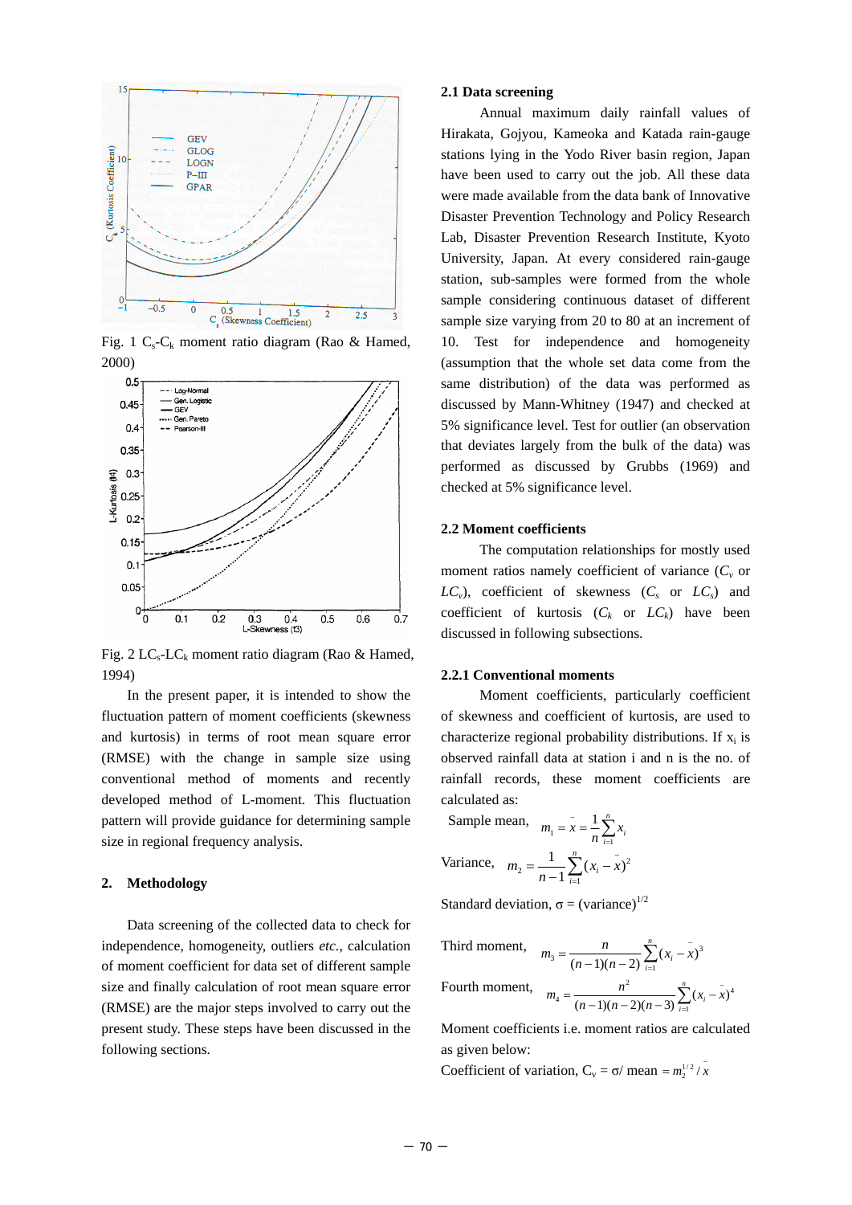Fig. 1 $C_s$-$C_k$ moment ratio diagram (Rao & Hamed, 2000)

Fig. 2 $LC_s$-$LC_k$ moment ratio diagram (Rao & Hamed, 1994)

In the present paper, it is intended to show the fluctuation pattern of moment coefficients (skewness and kurtosis) in terms of root mean square error (RMSE) with the change in sample size using conventional method of moments and recently developed method of L-moment. This fluctuation pattern will provide guidance for determining sample size in regional frequency analysis.

## 2. Methodology

Data screening of the collected data to check for independence, homogeneity, outliers *etc.*, calculation of moment coefficient for data set of different sample size and finally calculation of root mean square error (RMSE) are the major steps involved to carry out the present study. These steps have been discussed in the following sections.

### 2.1 Data screening

Annual maximum daily rainfall values of Hirakata, Gojyou, Kameoka and Katada rain-gauge stations lying in the Yodo River basin region, Japan have been used to carry out the job. All these data were made available from the data bank of Innovative Disaster Prevention Technology and Policy Research Lab, Disaster Prevention Research Institute, Kyoto University, Japan. At every considered rain-gauge station, sub-samples were formed from the whole sample considering continuous dataset of different sample size varying from 20 to 80 at an increment of 10. Test for independence and homogeneity (assumption that the whole set data come from the same distribution) of the data was performed as discussed by Mann-Whitney (1947) and checked at 5% significance level. Test for outlier (an observation that deviates largely from the bulk of the data) was performed as discussed by Grubbs (1969) and checked at 5% significance level.

### 2.2 Moment coefficients

The computation relationships for mostly used moment ratios namely coefficient of variance ($C_v$ or $LC_v$), coefficient of skewness ($C_s$ or $LC_s$) and coefficient of kurtosis ($C_k$ or $LC_k$) have been discussed in following subsections.

### 2.2.1 Conventional moments

Moment coefficients, particularly coefficient of skewness and coefficient of kurtosis, are used to characterize regional probability distributions. If $x_i$ is observed rainfall data at station i and n is the no. of rainfall records, these moment coefficients are calculated as:

Sample mean, $m_1 = \bar{x} = \dfrac{1}{n}\sum_{i=1}^{n} x_i$

Variance, $m_2 = \dfrac{1}{n-1}\sum_{i=1}^{n}(x_i - \bar{x})^2$

Standard deviation, $\sigma = (\text{variance})^{1/2}$

Third moment, $m_3 = \dfrac{n}{(n-1)(n-2)}\sum_{i=1}^{n}(x_i - \bar{x})^3$

Fourth moment, $m_4 = \dfrac{n^2}{(n-1)(n-2)(n-3)}\sum_{i=1}^{n}(x_i - \bar{x})^4$

Moment coefficients i.e. moment ratios are calculated as given below:

Coefficient of variation, $C_v = \sigma/\text{mean} = m_2^{1/2}/\bar{x}$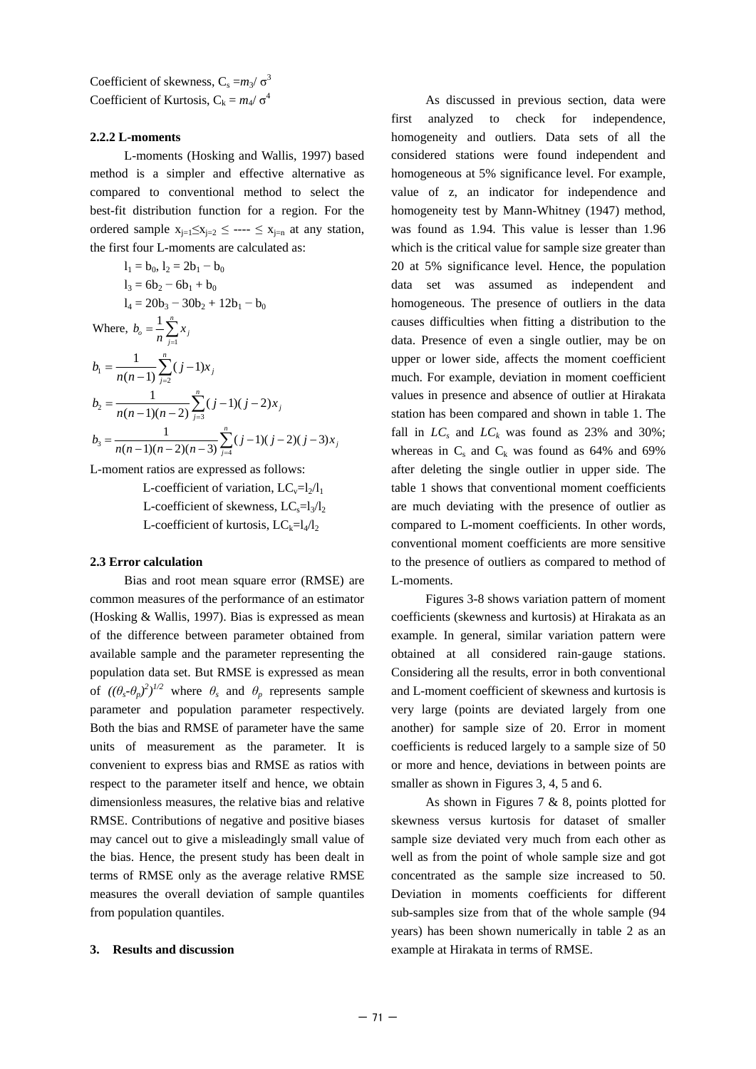Coefficient of skewness, $C_s = m_3/\sigma^3$
Coefficient of Kurtosis, $C_k = m_4/\sigma^4$

### 2.2.2 L-moments

L-moments (Hosking and Wallis, 1997) based method is a simpler and effective alternative as compared to conventional method to select the best-fit distribution function for a region. For the ordered sample $x_{j=1} \leq x_{j=2} \leq \text{----} \leq x_{j=n}$ at any station, the first four L-moments are calculated as:

$$l_1 = b_0,\ l_2 = 2b_1 - b_0$$

$$l_3 = 6b_2 - 6b_1 + b_0$$

$$l_4 = 20b_3 - 30b_2 + 12b_1 - b_0$$

Where, $b_o = \frac{1}{n}\sum_{j=1}^{n} x_j$

$$b_1 = \frac{1}{n(n-1)}\sum_{j=2}^{n}(j-1)x_j$$

$$b_2 = \frac{1}{n(n-1)(n-2)}\sum_{j=3}^{n}(j-1)(j-2)x_j$$

$$b_3 = \frac{1}{n(n-1)(n-2)(n-3)}\sum_{j=4}^{n}(j-1)(j-2)(j-3)x_j$$

L-moment ratios are expressed as follows:

L-coefficient of variation, $LC_v = l_2/l_1$
L-coefficient of skewness, $LC_s = l_3/l_2$
L-coefficient of kurtosis, $LC_k = l_4/l_2$

### 2.3 Error calculation

Bias and root mean square error (RMSE) are common measures of the performance of an estimator (Hosking & Wallis, 1997). Bias is expressed as mean of the difference between parameter obtained from available sample and the parameter representing the population data set. But RMSE is expressed as mean of $((\theta_s - \theta_p)^2)^{1/2}$ where $\theta_s$ and $\theta_p$ represents sample parameter and population parameter respectively. Both the bias and RMSE of parameter have the same units of measurement as the parameter. It is convenient to express bias and RMSE as ratios with respect to the parameter itself and hence, we obtain dimensionless measures, the relative bias and relative RMSE. Contributions of negative and positive biases may cancel out to give a misleadingly small value of the bias. Hence, the present study has been dealt in terms of RMSE only as the average relative RMSE measures the overall deviation of sample quantiles from population quantiles.

## 3. Results and discussion

As discussed in previous section, data were first analyzed to check for independence, homogeneity and outliers. Data sets of all the considered stations were found independent and homogeneous at 5% significance level. For example, value of z, an indicator for independence and homogeneity test by Mann-Whitney (1947) method, was found as 1.94. This value is lesser than 1.96 which is the critical value for sample size greater than 20 at 5% significance level. Hence, the population data set was assumed as independent and homogeneous. The presence of outliers in the data causes difficulties when fitting a distribution to the data. Presence of even a single outlier, may be on upper or lower side, affects the moment coefficient much. For example, deviation in moment coefficient values in presence and absence of outlier at Hirakata station has been compared and shown in table 1. The fall in $LC_s$ and $LC_k$ was found as 23% and 30%; whereas in $C_s$ and $C_k$ was found as 64% and 69% after deleting the single outlier in upper side. The table 1 shows that conventional moment coefficients are much deviating with the presence of outlier as compared to L-moment coefficients. In other words, conventional moment coefficients are more sensitive to the presence of outliers as compared to method of L-moments.

Figures 3-8 shows variation pattern of moment coefficients (skewness and kurtosis) at Hirakata as an example. In general, similar variation pattern were obtained at all considered rain-gauge stations. Considering all the results, error in both conventional and L-moment coefficient of skewness and kurtosis is very large (points are deviated largely from one another) for sample size of 20. Error in moment coefficients is reduced largely to a sample size of 50 or more and hence, deviations in between points are smaller as shown in Figures 3, 4, 5 and 6.

As shown in Figures 7 & 8, points plotted for skewness versus kurtosis for dataset of smaller sample size deviated very much from each other as well as from the point of whole sample size and got concentrated as the sample size increased to 50. Deviation in moments coefficients for different sub-samples size from that of the whole sample (94 years) has been shown numerically in table 2 as an example at Hirakata in terms of RMSE.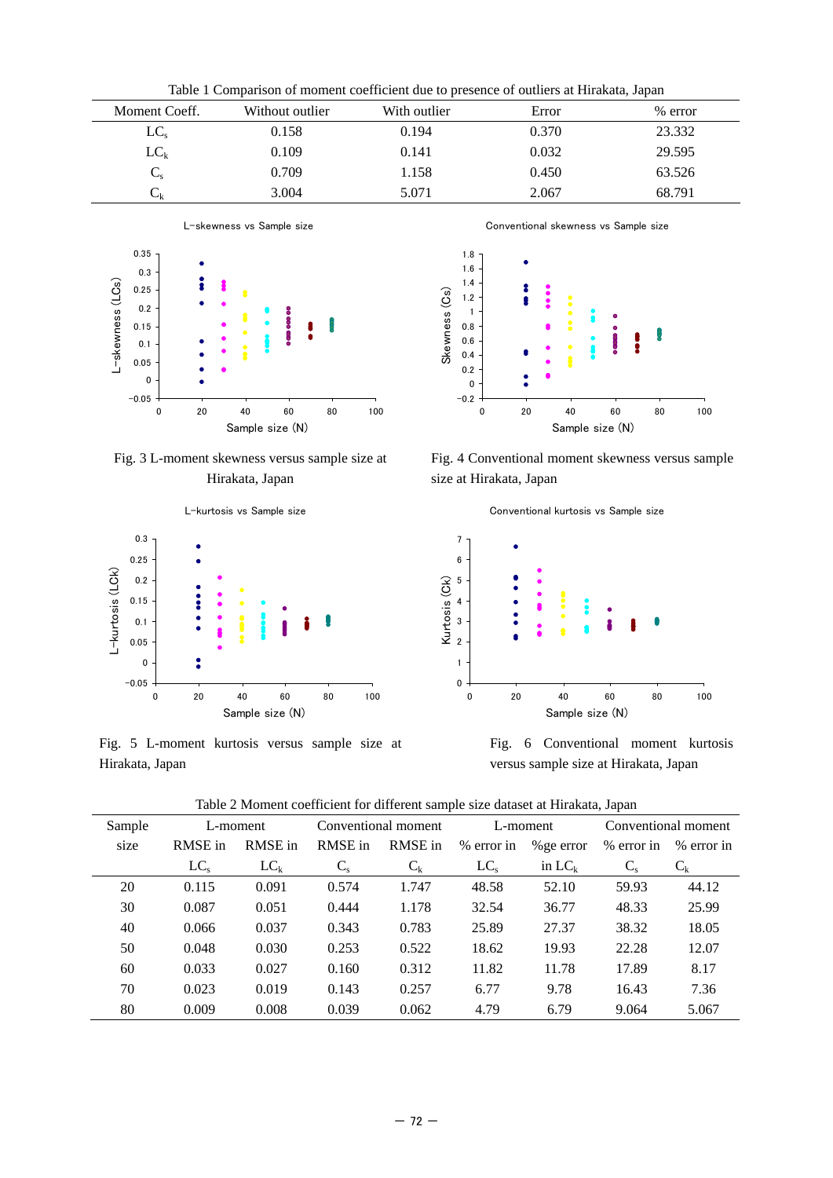Table 1 Comparison of moment coefficient due to presence of outliers at Hirakata, Japan

| Moment Coeff. | Without outlier | With outlier | Error | % error |
|---|---|---|---|---|
| $LC_s$ | 0.158 | 0.194 | 0.370 | 23.332 |
| $LC_k$ | 0.109 | 0.141 | 0.032 | 29.595 |
| $C_s$ | 0.709 | 1.158 | 0.450 | 63.526 |
| $C_k$ | 3.004 | 5.071 | 2.067 | 68.791 |

Fig. 3 L-moment skewness versus sample size at Hirakata, Japan

Fig. 4 Conventional moment skewness versus sample size at Hirakata, Japan

Fig. 5 L-moment kurtosis versus sample size at Hirakata, Japan

Fig. 6 Conventional moment kurtosis versus sample size at Hirakata, Japan

Table 2 Moment coefficient for different sample size dataset at Hirakata, Japan

| Sample size | L-moment | | Conventional moment | | L-moment | | Conventional moment | |
|---|---|---|---|---|---|---|---|---|
| | RMSE in $LC_s$ | RMSE in $LC_k$ | RMSE in $C_s$ | RMSE in $C_k$ | % error in $LC_s$ | %ge error in $LC_k$ | % error in $C_s$ | % error in $C_k$ |
| 20 | 0.115 | 0.091 | 0.574 | 1.747 | 48.58 | 52.10 | 59.93 | 44.12 |
| 30 | 0.087 | 0.051 | 0.444 | 1.178 | 32.54 | 36.77 | 48.33 | 25.99 |
| 40 | 0.066 | 0.037 | 0.343 | 0.783 | 25.89 | 27.37 | 38.32 | 18.05 |
| 50 | 0.048 | 0.030 | 0.253 | 0.522 | 18.62 | 19.93 | 22.28 | 12.07 |
| 60 | 0.033 | 0.027 | 0.160 | 0.312 | 11.82 | 11.78 | 17.89 | 8.17 |
| 70 | 0.023 | 0.019 | 0.143 | 0.257 | 6.77 | 9.78 | 16.43 | 7.36 |
| 80 | 0.009 | 0.008 | 0.039 | 0.062 | 4.79 | 6.79 | 9.064 | 5.067 |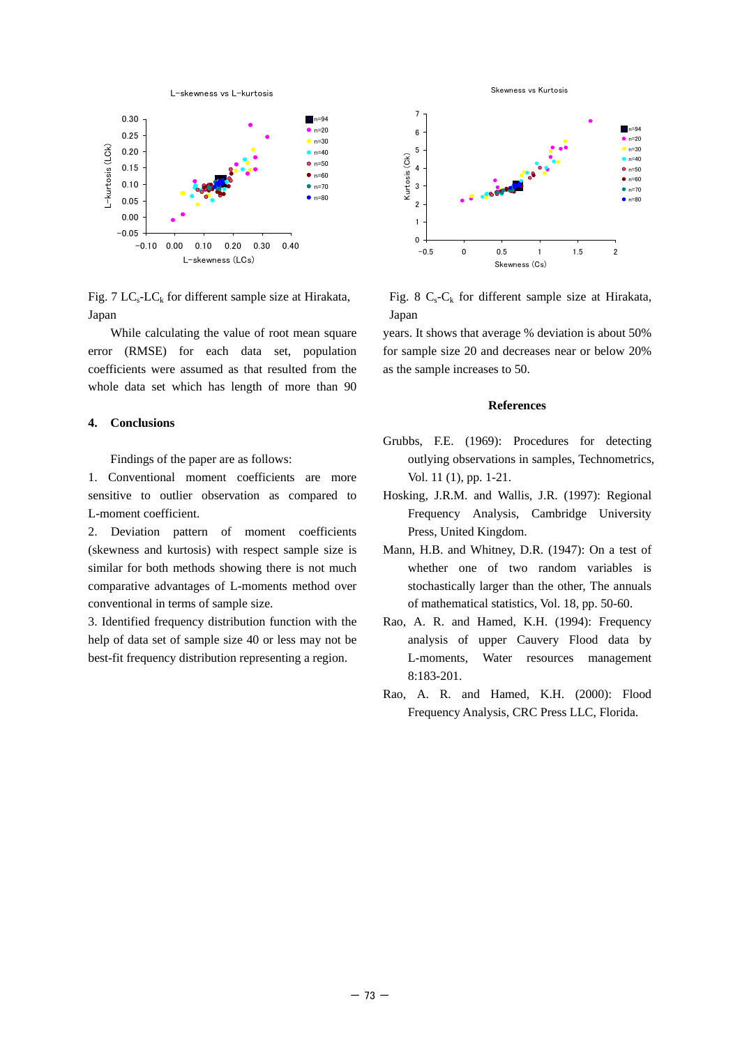Fig. 7 $LC_s$-$LC_k$ for different sample size at Hirakata, Japan

Fig. 8 $C_s$-$C_k$ for different sample size at Hirakata, Japan

While calculating the value of root mean square error (RMSE) for each data set, population coefficients were assumed as that resulted from the whole data set which has length of more than 90 years. It shows that average % deviation is about 50% for sample size 20 and decreases near or below 20% as the sample increases to 50.

## 4. Conclusions

Findings of the paper are as follows:

1. Conventional moment coefficients are more sensitive to outlier observation as compared to L-moment coefficient.
2. Deviation pattern of moment coefficients (skewness and kurtosis) with respect sample size is similar for both methods showing there is not much comparative advantages of L-moments method over conventional in terms of sample size.
3. Identified frequency distribution function with the help of data set of sample size 40 or less may not be best-fit frequency distribution representing a region.

## References

Grubbs, F.E. (1969): Procedures for detecting outlying observations in samples, Technometrics, Vol. 11 (1), pp. 1-21.

Hosking, J.R.M. and Wallis, J.R. (1997): Regional Frequency Analysis, Cambridge University Press, United Kingdom.

Mann, H.B. and Whitney, D.R. (1947): On a test of whether one of two random variables is stochastically larger than the other, The annuals of mathematical statistics, Vol. 18, pp. 50-60.

Rao, A. R. and Hamed, K.H. (1994): Frequency analysis of upper Cauvery Flood data by L-moments, Water resources management 8:183-201.

Rao, A. R. and Hamed, K.H. (2000): Flood Frequency Analysis, CRC Press LLC, Florida.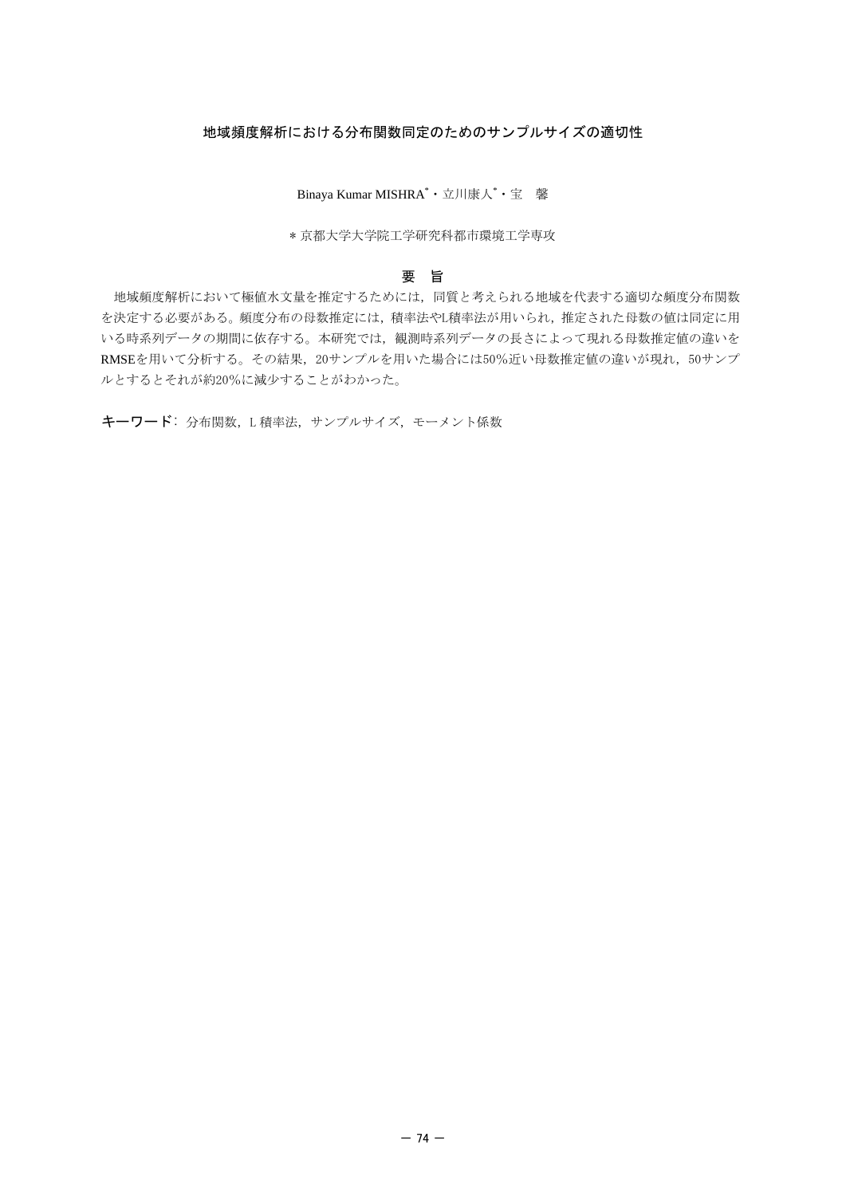# 地域頻度解析における分布関数同定のためのサンプルサイズの適切性

Binaya Kumar MISHRA*・立川康人*・宝　馨

＊京都大学大学院工学研究科都市環境工学専攻

## 要　旨

地域頻度解析において極値水文量を推定するためには，同質と考えられる地域を代表する適切な頻度分布関数を決定する必要がある。頻度分布の母数推定には，積率法やL積率法が用いられ，推定された母数の値は同定に用いる時系列データの期間に依存する。本研究では，観測時系列データの長さによって現れる母数推定値の違いをRMSEを用いて分析する。その結果，20サンプルを用いた場合には50％近い母数推定値の違いが現れ，50サンプルとするとそれが約20％に減少することがわかった。

**キーワード**：分布関数，L 積率法，サンプルサイズ，モーメント係数